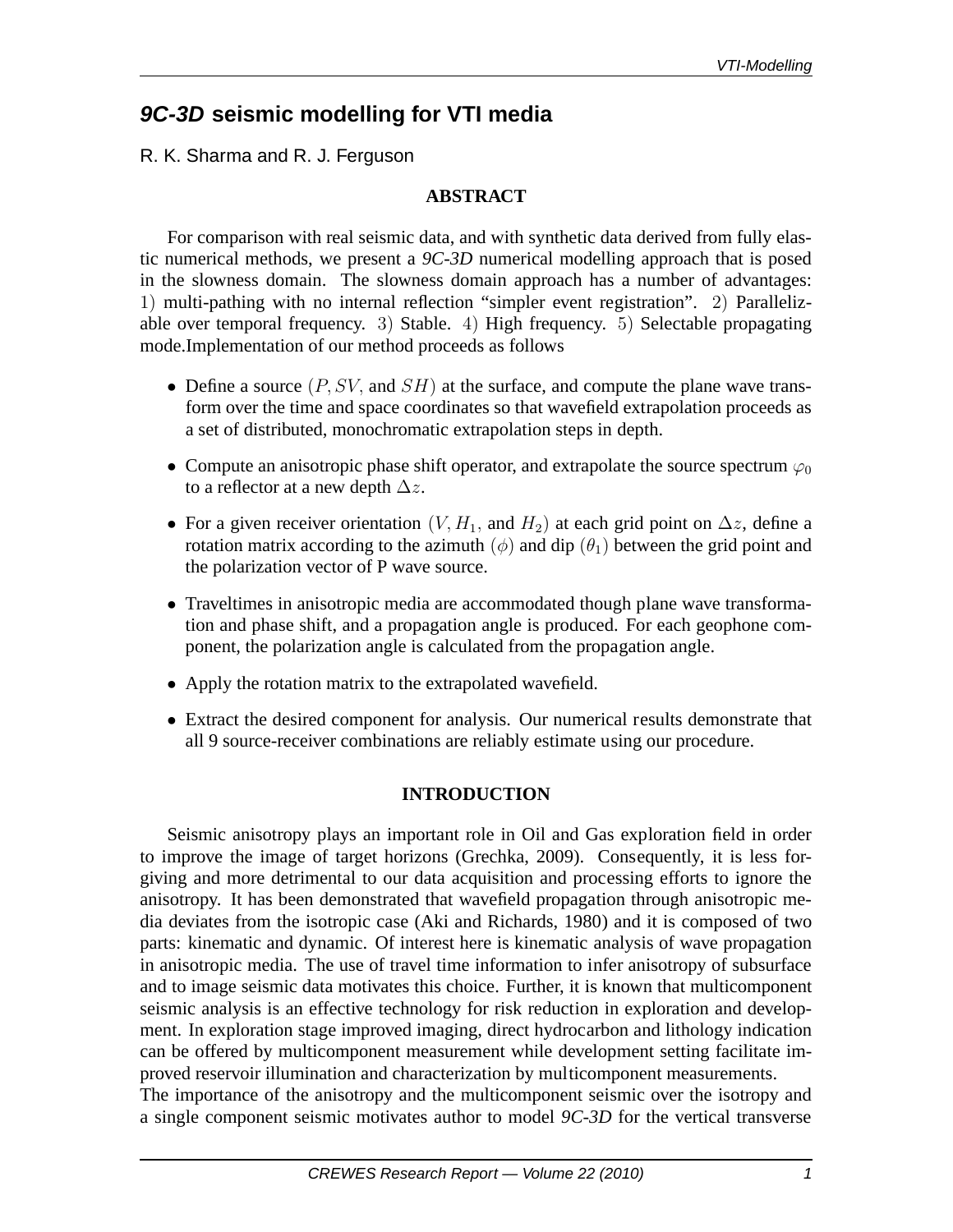# *9C-3D* seismic modelling for VTI media

R. K. Sharma and R. J. Ferguson

## ABSTRACT

For comparison with real seismic data, and with synthetic data derived from fully elastic numerical methods, we present a *9C-3D* numerical modelling approach that is posed in the slowness domain. The slowness domain approach has a number of advantages: $1)$ multi-pathing with no internal reflection "simpler event registration". $2)$ Parallelizable over temporal frequency. $3)$ Stable. $4)$ High frequency. $5)$ Selectable propagating mode.Implementation of our method proceeds as follows

- Define a source $(P, SV,$ and $SH)$ at the surface, and compute the plane wave transform over the time and space coordinates so that wavefield extrapolation proceeds as a set of distributed, monochromatic extrapolation steps in depth.
- Compute an anisotropic phase shift operator, and extrapolate the source spectrum $\varphi_0$ to a reflector at a new depth $\Delta z$.
- For a given receiver orientation $(V, H_1,$ and $H_2)$ at each grid point on $\Delta z$, define a rotation matrix according to the azimuth $(\phi)$ and dip $(\theta_1)$ between the grid point and the polarization vector of P wave source.
- Traveltimes in anisotropic media are accommodated though plane wave transformation and phase shift, and a propagation angle is produced. For each geophone component, the polarization angle is calculated from the propagation angle.
- Apply the rotation matrix to the extrapolated wavefield.
- Extract the desired component for analysis. Our numerical results demonstrate that all 9 source-receiver combinations are reliably estimate using our procedure.

## INTRODUCTION

Seismic anisotropy plays an important role in Oil and Gas exploration field in order to improve the image of target horizons (Grechka, 2009). Consequently, it is less forgiving and more detrimental to our data acquisition and processing efforts to ignore the anisotropy. It has been demonstrated that wavefield propagation through anisotropic media deviates from the isotropic case (Aki and Richards, 1980) and it is composed of two parts: kinematic and dynamic. Of interest here is kinematic analysis of wave propagation in anisotropic media. The use of travel time information to infer anisotropy of subsurface and to image seismic data motivates this choice. Further, it is known that multicomponent seismic analysis is an effective technology for risk reduction in exploration and development. In exploration stage improved imaging, direct hydrocarbon and lithology indication can be offered by multicomponent measurement while development setting facilitate improved reservoir illumination and characterization by multicomponent measurements.
The importance of the anisotropy and the multicomponent seismic over the isotropy and a single component seismic motivates author to model *9C-3D* for the vertical transverse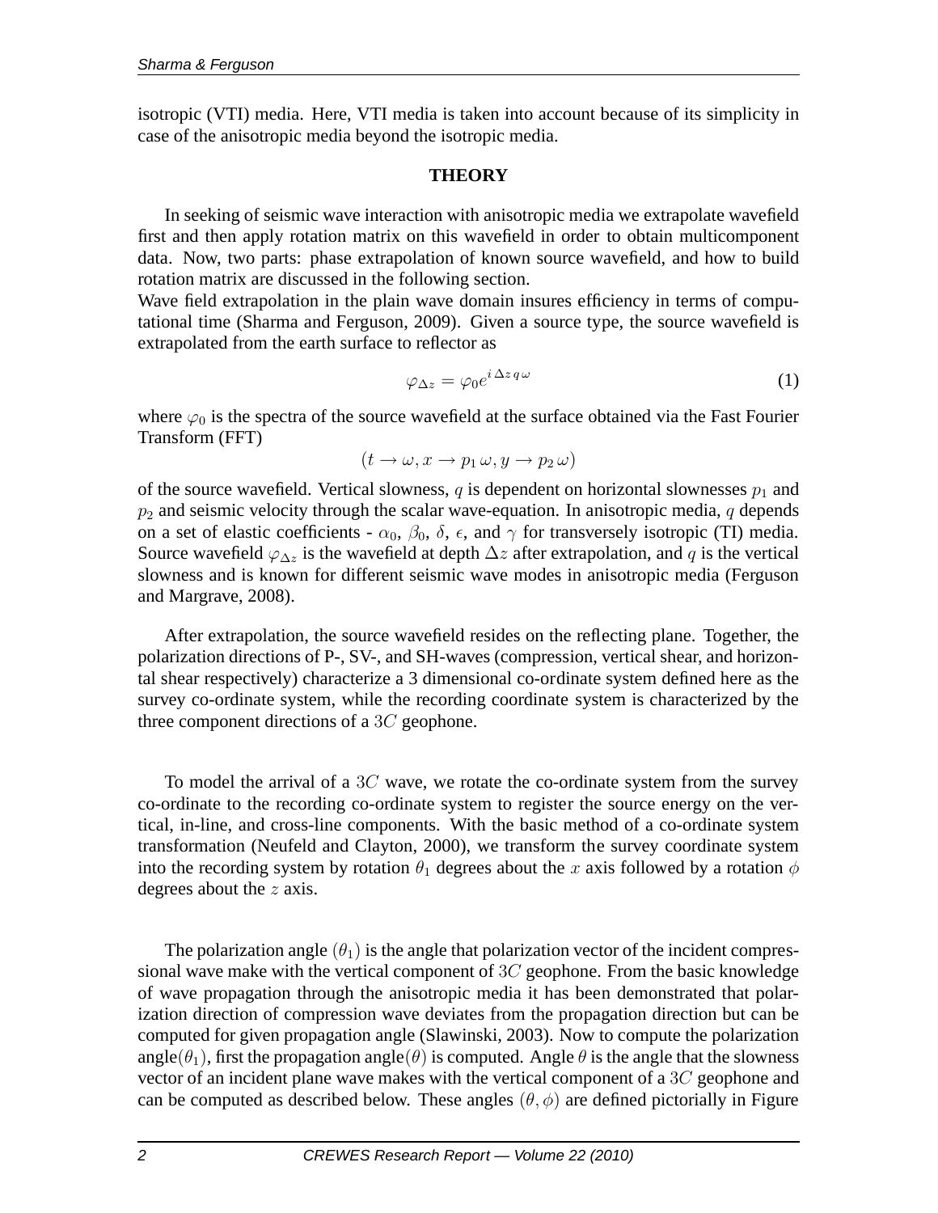isotropic (VTI) media. Here, VTI media is taken into account because of its simplicity in case of the anisotropic media beyond the isotropic media.

## THEORY

In seeking of seismic wave interaction with anisotropic media we extrapolate wavefield first and then apply rotation matrix on this wavefield in order to obtain multicomponent data. Now, two parts: phase extrapolation of known source wavefield, and how to build rotation matrix are discussed in the following section.
Wave field extrapolation in the plain wave domain insures efficiency in terms of computational time (Sharma and Ferguson, 2009). Given a source type, the source wavefield is extrapolated from the earth surface to reflector as

$$\varphi_{\Delta z} = \varphi_0 e^{i\,\Delta z\, q\, \omega} \tag{1}$$

where $\varphi_0$ is the spectra of the source wavefield at the surface obtained via the Fast Fourier Transform (FFT)

$$(t \rightarrow \omega, x \rightarrow p_1\,\omega, y \rightarrow p_2\,\omega)$$

of the source wavefield. Vertical slowness, $q$ is dependent on horizontal slownesses $p_1$ and $p_2$ and seismic velocity through the scalar wave-equation. In anisotropic media, $q$ depends on a set of elastic coefficients - $\alpha_0$, $\beta_0$, $\delta$, $\epsilon$, and $\gamma$ for transversely isotropic (TI) media. Source wavefield $\varphi_{\Delta z}$ is the wavefield at depth $\Delta z$ after extrapolation, and $q$ is the vertical slowness and is known for different seismic wave modes in anisotropic media (Ferguson and Margrave, 2008).

After extrapolation, the source wavefield resides on the reflecting plane. Together, the polarization directions of P-, SV-, and SH-waves (compression, vertical shear, and horizontal shear respectively) characterize a 3 dimensional co-ordinate system defined here as the survey co-ordinate system, while the recording coordinate system is characterized by the three component directions of a $3C$ geophone.

To model the arrival of a $3C$ wave, we rotate the co-ordinate system from the survey co-ordinate to the recording co-ordinate system to register the source energy on the vertical, in-line, and cross-line components. With the basic method of a co-ordinate system transformation (Neufeld and Clayton, 2000), we transform the survey coordinate system into the recording system by rotation $\theta_1$ degrees about the $x$ axis followed by a rotation $\phi$ degrees about the $z$ axis.

The polarization angle $(\theta_1)$ is the angle that polarization vector of the incident compressional wave make with the vertical component of $3C$ geophone. From the basic knowledge of wave propagation through the anisotropic media it has been demonstrated that polarization direction of compression wave deviates from the propagation direction but can be computed for given propagation angle (Slawinski, 2003). Now to compute the polarization angle$(\theta_1)$, first the propagation angle$(\theta)$ is computed. Angle $\theta$ is the angle that the slowness vector of an incident plane wave makes with the vertical component of a $3C$ geophone and can be computed as described below. These angles $(\theta, \phi)$ are defined pictorially in Figure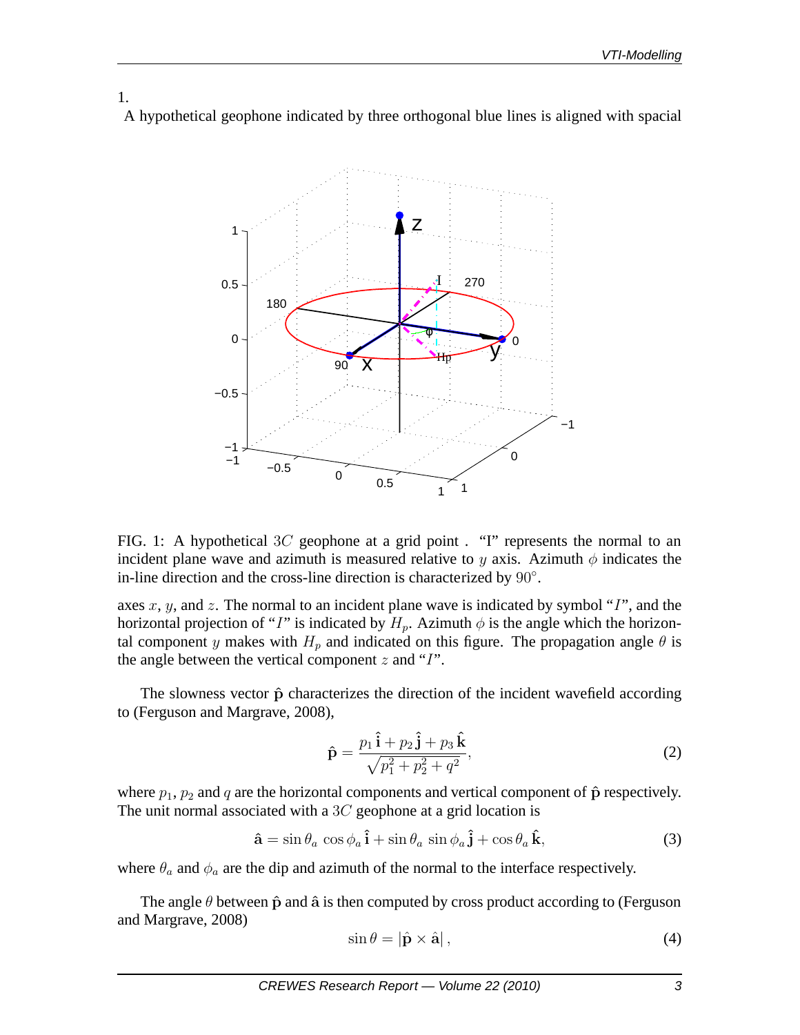1.

A hypothetical geophone indicated by three orthogonal blue lines is aligned with spacial

FIG. 1: A hypothetical $3C$ geophone at a grid point . "I" represents the normal to an incident plane wave and azimuth is measured relative to $y$ axis. Azimuth $\phi$ indicates the in-line direction and the cross-line direction is characterized by $90^{\circ}$.

axes $x$, $y$, and $z$. The normal to an incident plane wave is indicated by symbol "$I$", and the horizontal projection of "$I$" is indicated by $H_p$. Azimuth $\phi$ is the angle which the horizontal component $y$ makes with $H_p$ and indicated on this figure. The propagation angle $\theta$ is the angle between the vertical component $z$ and "$I$".

The slowness vector $\hat{\mathbf{p}}$ characterizes the direction of the incident wavefield according to (Ferguson and Margrave, 2008),

$$\hat{\mathbf{p}} = \frac{p_1\,\hat{\mathbf{i}} + p_2\,\hat{\mathbf{j}} + p_3\,\hat{\mathbf{k}}}{\sqrt{p_1^2 + p_2^2 + q^2}}, \tag{2}$$

where $p_1$, $p_2$ and $q$ are the horizontal components and vertical component of $\hat{\mathbf{p}}$ respectively. The unit normal associated with a $3C$ geophone at a grid location is

$$\hat{\mathbf{a}} = \sin\theta_a\,\cos\phi_a\,\hat{\mathbf{i}} + \sin\theta_a\,\sin\phi_a\,\hat{\mathbf{j}} + \cos\theta_a\,\hat{\mathbf{k}}, \tag{3}$$

where $\theta_a$ and $\phi_a$ are the dip and azimuth of the normal to the interface respectively.

The angle $\theta$ between $\hat{\mathbf{p}}$ and $\hat{\mathbf{a}}$ is then computed by cross product according to (Ferguson and Margrave, 2008)

$$\sin\theta = \left|\hat{\mathbf{p}} \times \hat{\mathbf{a}}\right|, \tag{4}$$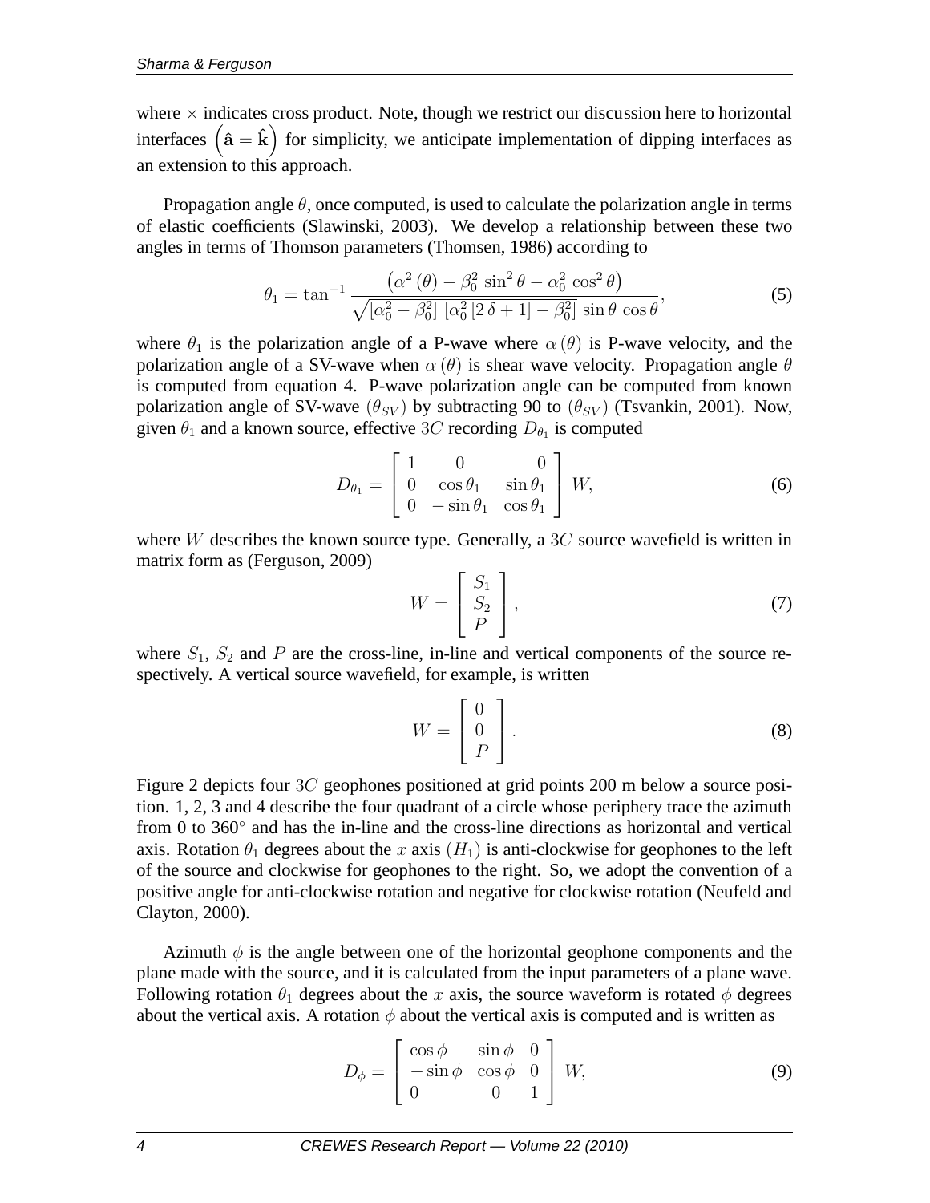where $\times$ indicates cross product. Note, though we restrict our discussion here to horizontal interfaces $\left(\hat{\mathbf{a}} = \hat{\mathbf{k}}\right)$ for simplicity, we anticipate implementation of dipping interfaces as an extension to this approach.

Propagation angle $\theta$, once computed, is used to calculate the polarization angle in terms of elastic coefficients (Slawinski, 2003). We develop a relationship between these two angles in terms of Thomson parameters (Thomsen, 1986) according to

$$\theta_1 = \tan^{-1} \frac{\left(\alpha^2\left(\theta\right) - \beta_0^2 \sin^2\theta - \alpha_0^2 \cos^2\theta\right)}{\sqrt{\left[\alpha_0^2 - \beta_0^2\right] \left[\alpha_0^2 \left[2\,\delta + 1\right] - \beta_0^2\right]} \sin\theta \cos\theta}, \tag{5}$$

where $\theta_1$ is the polarization angle of a P-wave where $\alpha\left(\theta\right)$ is P-wave velocity, and the polarization angle of a SV-wave when $\alpha\left(\theta\right)$ is shear wave velocity. Propagation angle $\theta$ is computed from equation 4. P-wave polarization angle can be computed from known polarization angle of SV-wave $(\theta_{SV})$ by subtracting 90 to $(\theta_{SV})$ (Tsvankin, 2001). Now, given $\theta_1$ and a known source, effective $3C$ recording $D_{\theta_1}$ is computed

$$D_{\theta_1} = \begin{bmatrix} 1 & 0 & 0 \\ 0 & \cos\theta_1 & \sin\theta_1 \\ 0 & -\sin\theta_1 & \cos\theta_1 \end{bmatrix} W, \tag{6}$$

where $W$ describes the known source type. Generally, a $3C$ source wavefield is written in matrix form as (Ferguson, 2009)

$$W = \begin{bmatrix} S_1 \\ S_2 \\ P \end{bmatrix}, \tag{7}$$

where $S_1$, $S_2$ and $P$ are the cross-line, in-line and vertical components of the source respectively. A vertical source wavefield, for example, is written

$$W = \begin{bmatrix} 0 \\ 0 \\ P \end{bmatrix}. \tag{8}$$

Figure 2 depicts four $3C$ geophones positioned at grid points 200 m below a source position. 1, 2, 3 and 4 describe the four quadrant of a circle whose periphery trace the azimuth from 0 to 360$^\circ$ and has the in-line and the cross-line directions as horizontal and vertical axis. Rotation $\theta_1$ degrees about the $x$ axis $(H_1)$ is anti-clockwise for geophones to the left of the source and clockwise for geophones to the right. So, we adopt the convention of a positive angle for anti-clockwise rotation and negative for clockwise rotation (Neufeld and Clayton, 2000).

Azimuth $\phi$ is the angle between one of the horizontal geophone components and the plane made with the source, and it is calculated from the input parameters of a plane wave. Following rotation $\theta_1$ degrees about the $x$ axis, the source waveform is rotated $\phi$ degrees about the vertical axis. A rotation $\phi$ about the vertical axis is computed and is written as

$$D_\phi = \begin{bmatrix} \cos\phi & \sin\phi & 0 \\ -\sin\phi & \cos\phi & 0 \\ 0 & 0 & 1 \end{bmatrix} W, \tag{9}$$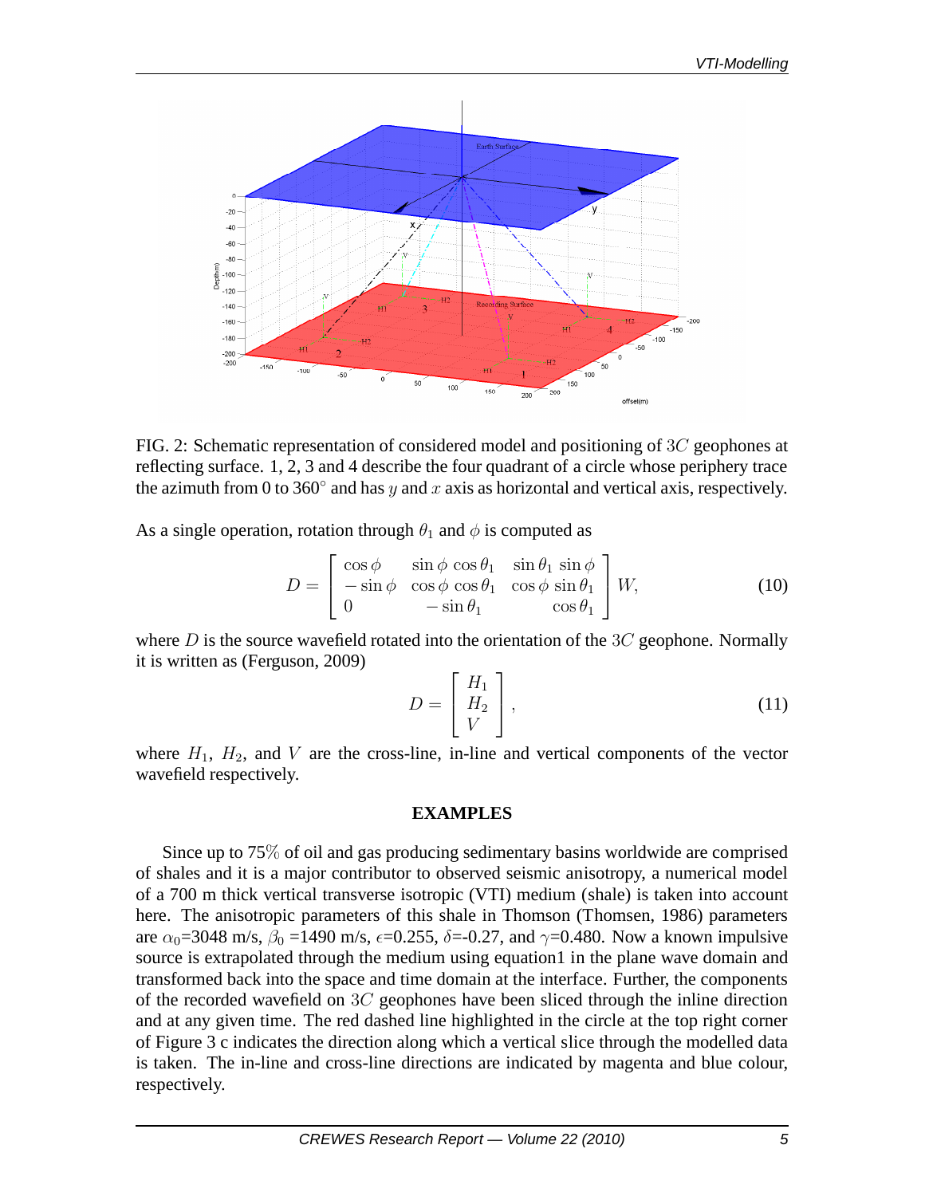FIG. 2: Schematic representation of considered model and positioning of $3C$ geophones at reflecting surface. 1, 2, 3 and 4 describe the four quadrant of a circle whose periphery trace the azimuth from 0 to 360° and has $y$ and $x$ axis as horizontal and vertical axis, respectively.

As a single operation, rotation through $\theta_1$ and $\phi$ is computed as

$$D = \begin{bmatrix} \cos\phi & \sin\phi\,\cos\theta_1 & \sin\theta_1\,\sin\phi \\ -\sin\phi & \cos\phi\,\cos\theta_1 & \cos\phi\,\sin\theta_1 \\ 0 & -\sin\theta_1 & \cos\theta_1 \end{bmatrix} W, \tag{10}$$

where $D$ is the source wavefield rotated into the orientation of the $3C$ geophone. Normally it is written as (Ferguson, 2009)

$$D = \begin{bmatrix} H_1 \\ H_2 \\ V \end{bmatrix}, \tag{11}$$

where $H_1$, $H_2$, and $V$ are the cross-line, in-line and vertical components of the vector wavefield respectively.

## EXAMPLES

Since up to 75% of oil and gas producing sedimentary basins worldwide are comprised of shales and it is a major contributor to observed seismic anisotropy, a numerical model of a 700 m thick vertical transverse isotropic (VTI) medium (shale) is taken into account here. The anisotropic parameters of this shale in Thomson (Thomsen, 1986) parameters are $\alpha_0$=3048 m/s, $\beta_0$ =1490 m/s, $\epsilon$=0.255, $\delta$=-0.27, and $\gamma$=0.480. Now a known impulsive source is extrapolated through the medium using equation1 in the plane wave domain and transformed back into the space and time domain at the interface. Further, the components of the recorded wavefield on $3C$ geophones have been sliced through the inline direction and at any given time. The red dashed line highlighted in the circle at the top right corner of Figure 3 c indicates the direction along which a vertical slice through the modelled data is taken. The in-line and cross-line directions are indicated by magenta and blue colour, respectively.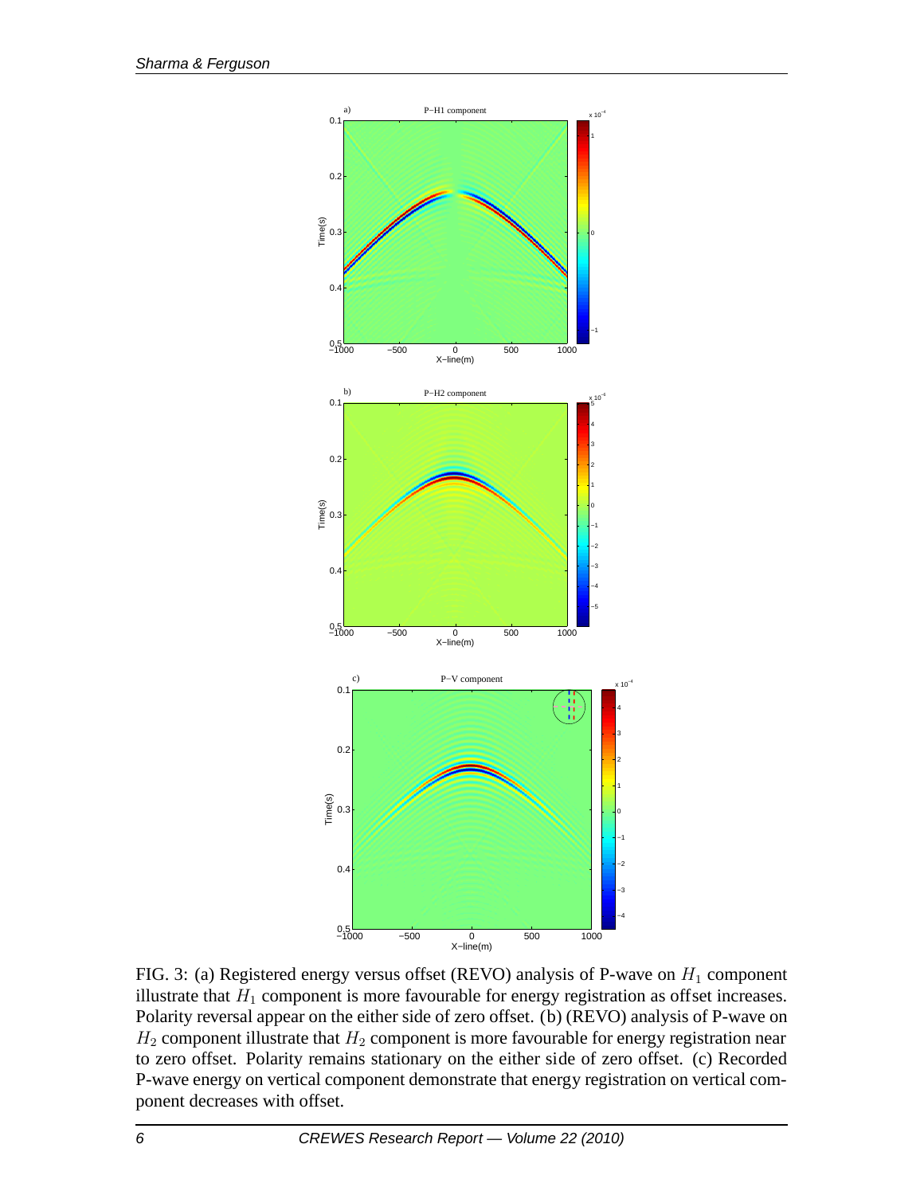FIG. 3: (a) Registered energy versus offset (REVO) analysis of P-wave on $H_1$ component illustrate that $H_1$ component is more favourable for energy registration as offset increases. Polarity reversal appear on the either side of zero offset. (b) (REVO) analysis of P-wave on $H_2$ component illustrate that $H_2$ component is more favourable for energy registration near to zero offset. Polarity remains stationary on the either side of zero offset. (c) Recorded P-wave energy on vertical component demonstrate that energy registration on vertical component decreases with offset.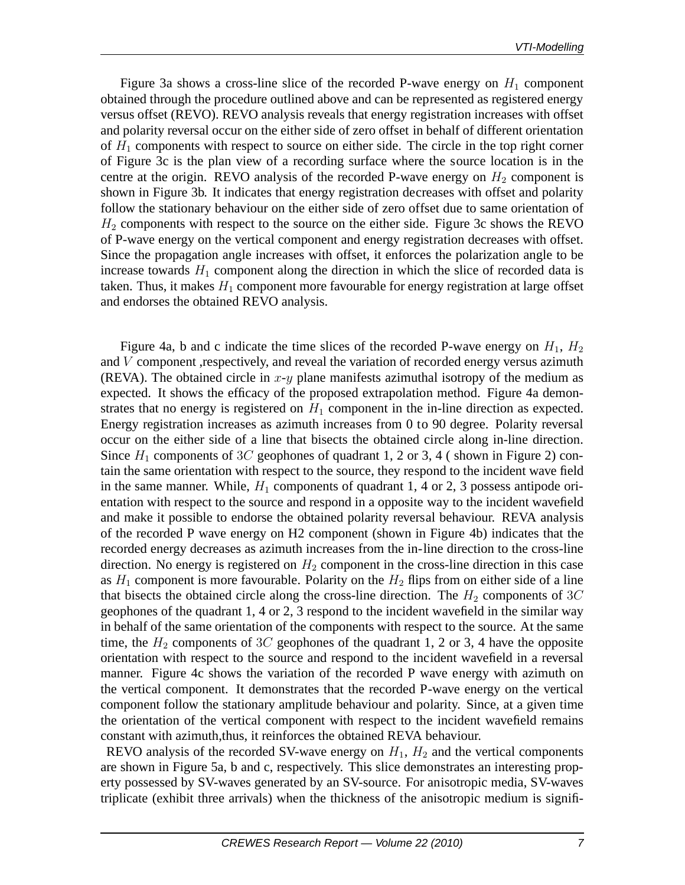Figure 3a shows a cross-line slice of the recorded P-wave energy on $H_1$ component obtained through the procedure outlined above and can be represented as registered energy versus offset (REVO). REVO analysis reveals that energy registration increases with offset and polarity reversal occur on the either side of zero offset in behalf of different orientation of $H_1$ components with respect to source on either side. The circle in the top right corner of Figure 3c is the plan view of a recording surface where the source location is in the centre at the origin. REVO analysis of the recorded P-wave energy on $H_2$ component is shown in Figure 3b. It indicates that energy registration decreases with offset and polarity follow the stationary behaviour on the either side of zero offset due to same orientation of $H_2$ components with respect to the source on the either side. Figure 3c shows the REVO of P-wave energy on the vertical component and energy registration decreases with offset. Since the propagation angle increases with offset, it enforces the polarization angle to be increase towards $H_1$ component along the direction in which the slice of recorded data is taken. Thus, it makes $H_1$ component more favourable for energy registration at large offset and endorses the obtained REVO analysis.

Figure 4a, b and c indicate the time slices of the recorded P-wave energy on $H_1$, $H_2$ and $V$ component ,respectively, and reveal the variation of recorded energy versus azimuth (REVA). The obtained circle in $x$-$y$ plane manifests azimuthal isotropy of the medium as expected. It shows the efficacy of the proposed extrapolation method. Figure 4a demonstrates that no energy is registered on $H_1$ component in the in-line direction as expected. Energy registration increases as azimuth increases from 0 to 90 degree. Polarity reversal occur on the either side of a line that bisects the obtained circle along in-line direction. Since $H_1$ components of $3C$ geophones of quadrant 1, 2 or 3, 4 ( shown in Figure 2) contain the same orientation with respect to the source, they respond to the incident wave field in the same manner. While, $H_1$ components of quadrant 1, 4 or 2, 3 possess antipode orientation with respect to the source and respond in a opposite way to the incident wavefield and make it possible to endorse the obtained polarity reversal behaviour. REVA analysis of the recorded P wave energy on H2 component (shown in Figure 4b) indicates that the recorded energy decreases as azimuth increases from the in-line direction to the cross-line direction. No energy is registered on $H_2$ component in the cross-line direction in this case as $H_1$ component is more favourable. Polarity on the $H_2$ flips from on either side of a line that bisects the obtained circle along the cross-line direction. The $H_2$ components of $3C$ geophones of the quadrant 1, 4 or 2, 3 respond to the incident wavefield in the similar way in behalf of the same orientation of the components with respect to the source. At the same time, the $H_2$ components of $3C$ geophones of the quadrant 1, 2 or 3, 4 have the opposite orientation with respect to the source and respond to the incident wavefield in a reversal manner. Figure 4c shows the variation of the recorded P wave energy with azimuth on the vertical component. It demonstrates that the recorded P-wave energy on the vertical component follow the stationary amplitude behaviour and polarity. Since, at a given time the orientation of the vertical component with respect to the incident wavefield remains constant with azimuth,thus, it reinforces the obtained REVA behaviour.

REVO analysis of the recorded SV-wave energy on $H_1$, $H_2$ and the vertical components are shown in Figure 5a, b and c, respectively. This slice demonstrates an interesting property possessed by SV-waves generated by an SV-source. For anisotropic media, SV-waves triplicate (exhibit three arrivals) when the thickness of the anisotropic medium is signifi-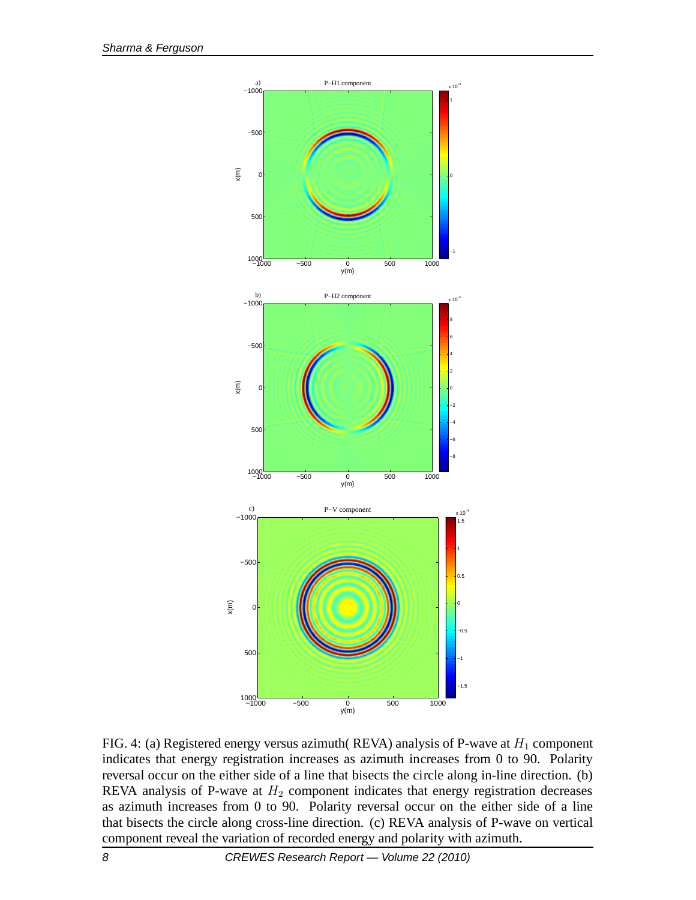FIG. 4: (a) Registered energy versus azimuth( REVA) analysis of P-wave at $H_1$ component indicates that energy registration increases as azimuth increases from 0 to 90. Polarity reversal occur on the either side of a line that bisects the circle along in-line direction. (b) REVA analysis of P-wave at $H_2$ component indicates that energy registration decreases as azimuth increases from 0 to 90. Polarity reversal occur on the either side of a line that bisects the circle along cross-line direction. (c) REVA analysis of P-wave on vertical component reveal the variation of recorded energy and polarity with azimuth.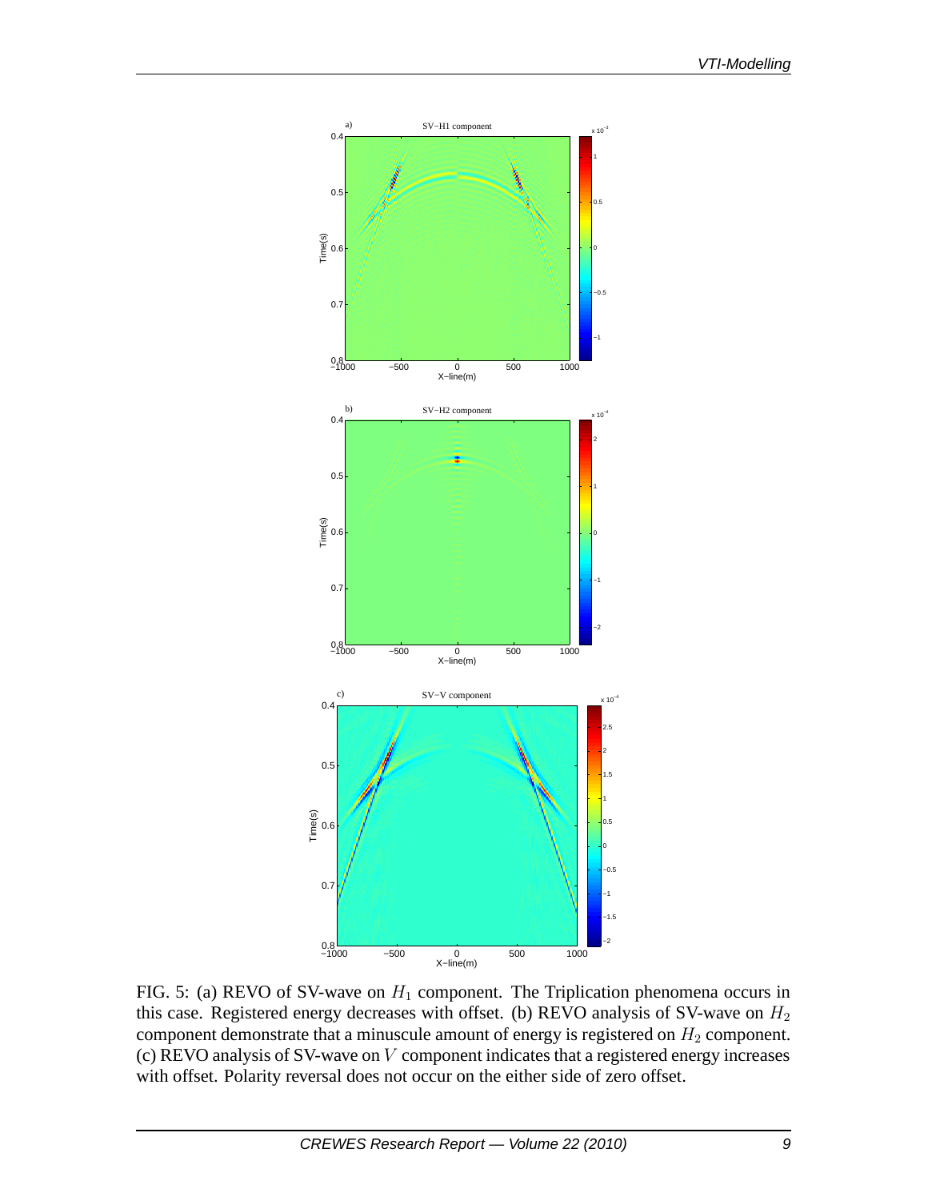FIG. 5: (a) REVO of SV-wave on $H_1$ component. The Triplication phenomena occurs in this case. Registered energy decreases with offset. (b) REVO analysis of SV-wave on $H_2$ component demonstrate that a minuscule amount of energy is registered on $H_2$ component. (c) REVO analysis of SV-wave on $V$ component indicates that a registered energy increases with offset. Polarity reversal does not occur on the either side of zero offset.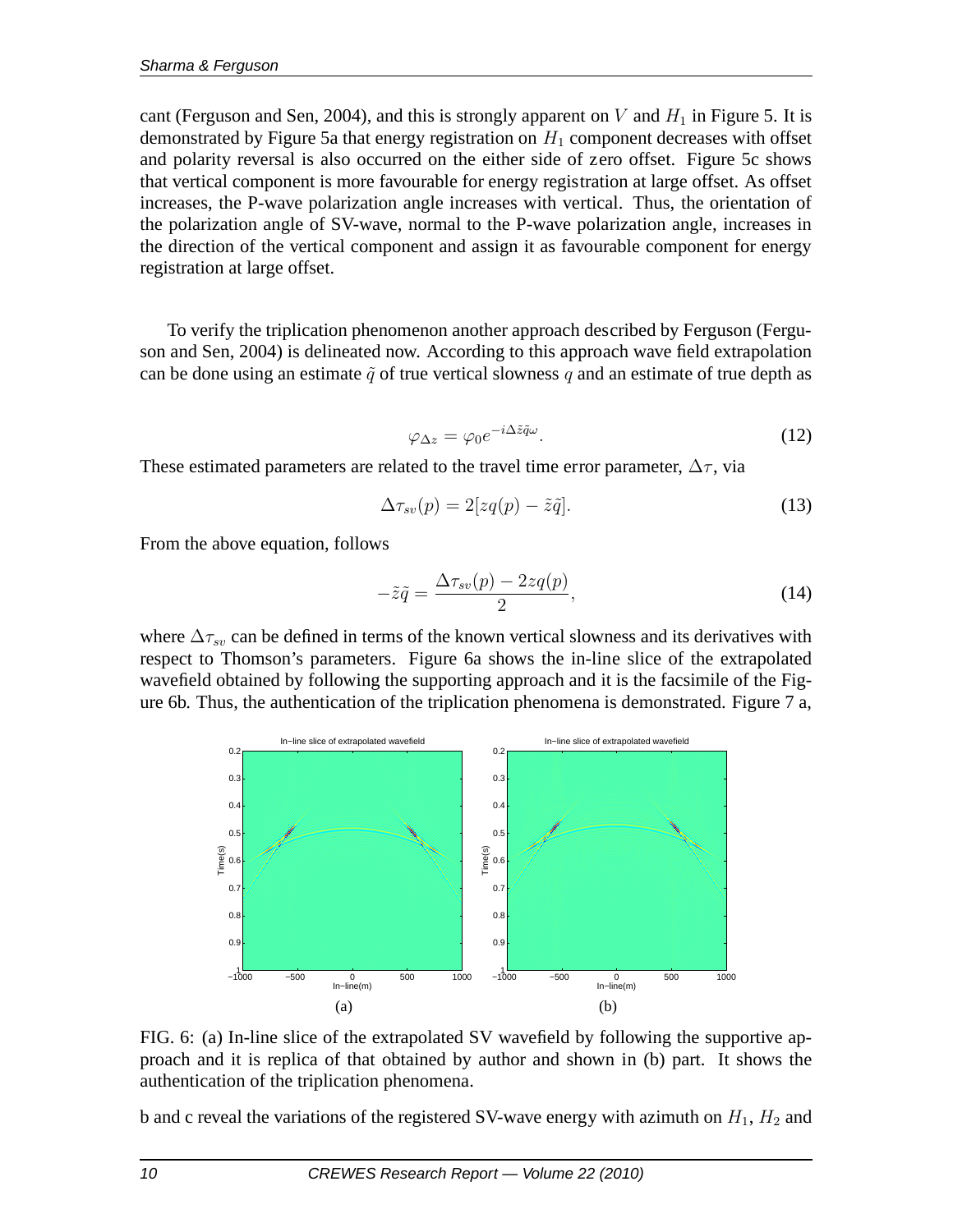cant (Ferguson and Sen, 2004), and this is strongly apparent on $V$ and $H_1$ in Figure 5. It is demonstrated by Figure 5a that energy registration on $H_1$ component decreases with offset and polarity reversal is also occurred on the either side of zero offset. Figure 5c shows that vertical component is more favourable for energy registration at large offset. As offset increases, the P-wave polarization angle increases with vertical. Thus, the orientation of the polarization angle of SV-wave, normal to the P-wave polarization angle, increases in the direction of the vertical component and assign it as favourable component for energy registration at large offset.

To verify the triplication phenomenon another approach described by Ferguson (Ferguson and Sen, 2004) is delineated now. According to this approach wave field extrapolation can be done using an estimate $\tilde{q}$ of true vertical slowness $q$ and an estimate of true depth as

$$\varphi_{\Delta z} = \varphi_0 e^{-i\Delta\tilde{z}\tilde{q}\omega}. \tag{12}$$

These estimated parameters are related to the travel time error parameter, $\Delta\tau$, via

$$\Delta\tau_{sv}(p) = 2[zq(p) - \tilde{z}\tilde{q}]. \tag{13}$$

From the above equation, follows

$$-\tilde{z}\tilde{q} = \frac{\Delta\tau_{sv}(p) - 2zq(p)}{2}, \tag{14}$$

where $\Delta\tau_{sv}$ can be defined in terms of the known vertical slowness and its derivatives with respect to Thomson's parameters. Figure 6a shows the in-line slice of the extrapolated wavefield obtained by following the supporting approach and it is the facsimile of the Figure 6b. Thus, the authentication of the triplication phenomena is demonstrated. Figure 7 a,

FIG. 6: (a) In-line slice of the extrapolated SV wavefield by following the supportive approach and it is replica of that obtained by author and shown in (b) part. It shows the authentication of the triplication phenomena.

b and c reveal the variations of the registered SV-wave energy with azimuth on $H_1$, $H_2$ and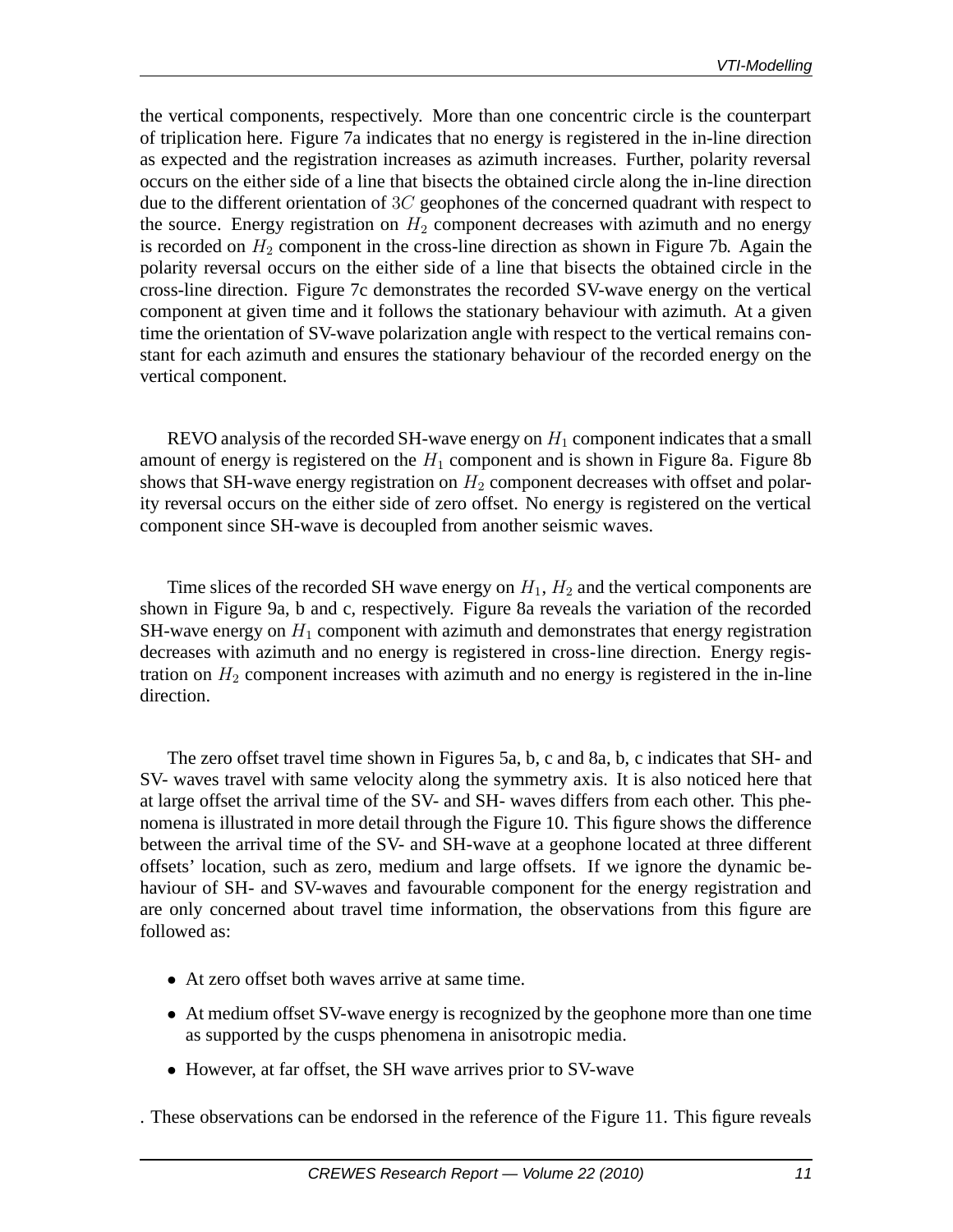the vertical components, respectively. More than one concentric circle is the counterpart of triplication here. Figure 7a indicates that no energy is registered in the in-line direction as expected and the registration increases as azimuth increases. Further, polarity reversal occurs on the either side of a line that bisects the obtained circle along the in-line direction due to the different orientation of $3C$ geophones of the concerned quadrant with respect to the source. Energy registration on $H_2$ component decreases with azimuth and no energy is recorded on $H_2$ component in the cross-line direction as shown in Figure 7b. Again the polarity reversal occurs on the either side of a line that bisects the obtained circle in the cross-line direction. Figure 7c demonstrates the recorded SV-wave energy on the vertical component at given time and it follows the stationary behaviour with azimuth. At a given time the orientation of SV-wave polarization angle with respect to the vertical remains constant for each azimuth and ensures the stationary behaviour of the recorded energy on the vertical component.

REVO analysis of the recorded SH-wave energy on $H_1$ component indicates that a small amount of energy is registered on the $H_1$ component and is shown in Figure 8a. Figure 8b shows that SH-wave energy registration on $H_2$ component decreases with offset and polarity reversal occurs on the either side of zero offset. No energy is registered on the vertical component since SH-wave is decoupled from another seismic waves.

Time slices of the recorded SH wave energy on $H_1$, $H_2$ and the vertical components are shown in Figure 9a, b and c, respectively. Figure 8a reveals the variation of the recorded SH-wave energy on $H_1$ component with azimuth and demonstrates that energy registration decreases with azimuth and no energy is registered in cross-line direction. Energy registration on $H_2$ component increases with azimuth and no energy is registered in the in-line direction.

The zero offset travel time shown in Figures 5a, b, c and 8a, b, c indicates that SH- and SV- waves travel with same velocity along the symmetry axis. It is also noticed here that at large offset the arrival time of the SV- and SH- waves differs from each other. This phenomena is illustrated in more detail through the Figure 10. This figure shows the difference between the arrival time of the SV- and SH-wave at a geophone located at three different offsets' location, such as zero, medium and large offsets. If we ignore the dynamic behaviour of SH- and SV-waves and favourable component for the energy registration and are only concerned about travel time information, the observations from this figure are followed as:

- At zero offset both waves arrive at same time.
- At medium offset SV-wave energy is recognized by the geophone more than one time as supported by the cusps phenomena in anisotropic media.
- However, at far offset, the SH wave arrives prior to SV-wave

. These observations can be endorsed in the reference of the Figure 11. This figure reveals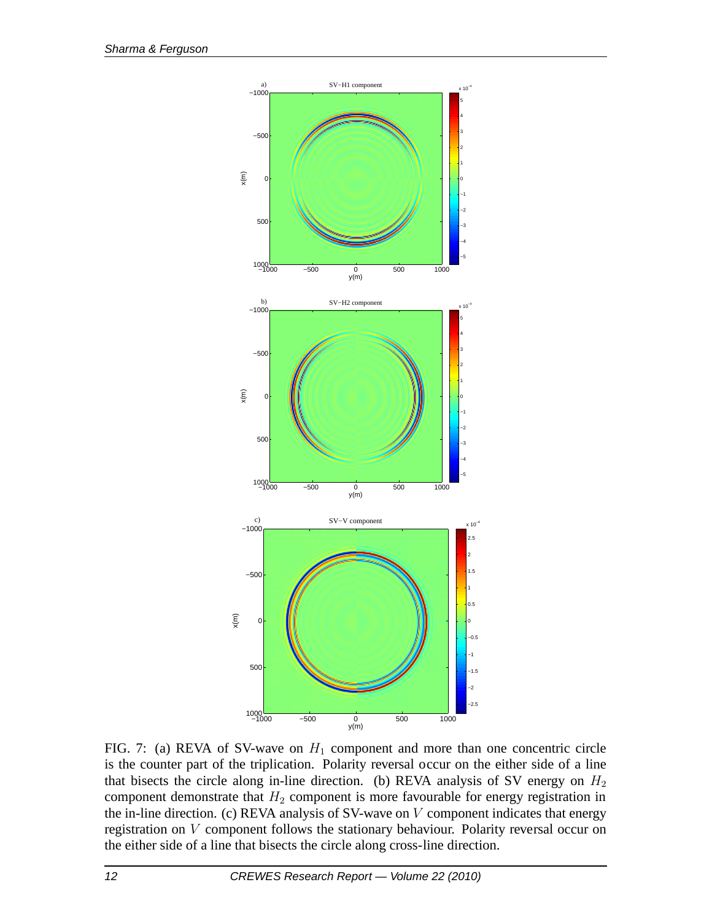FIG. 7: (a) REVA of SV-wave on $H_1$ component and more than one concentric circle is the counter part of the triplication. Polarity reversal occur on the either side of a line that bisects the circle along in-line direction. (b) REVA analysis of SV energy on $H_2$ component demonstrate that $H_2$ component is more favourable for energy registration in the in-line direction. (c) REVA analysis of SV-wave on $V$ component indicates that energy registration on $V$ component follows the stationary behaviour. Polarity reversal occur on the either side of a line that bisects the circle along cross-line direction.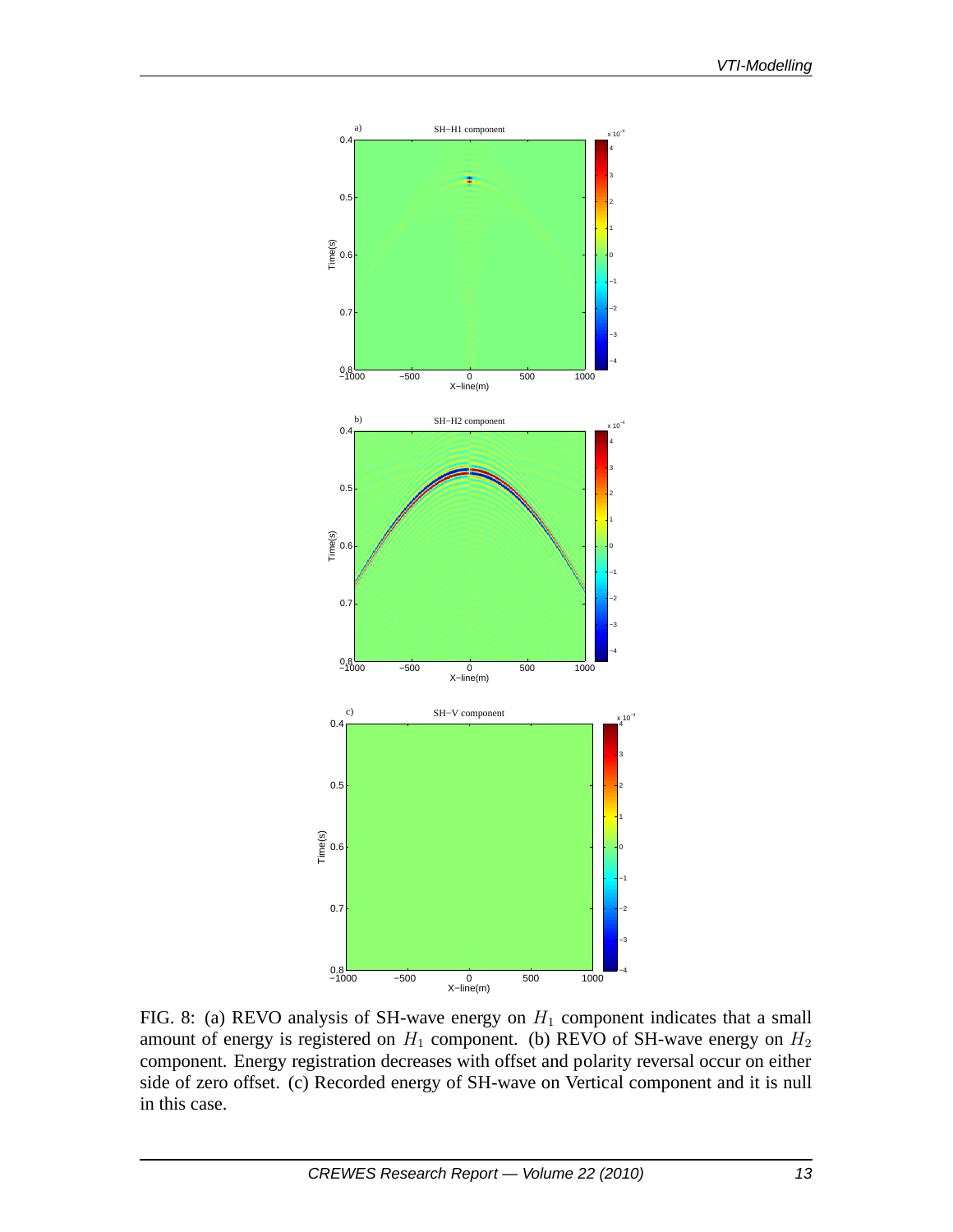FIG. 8: (a) REVO analysis of SH-wave energy on $H_1$ component indicates that a small amount of energy is registered on $H_1$ component. (b) REVO of SH-wave energy on $H_2$ component. Energy registration decreases with offset and polarity reversal occur on either side of zero offset. (c) Recorded energy of SH-wave on Vertical component and it is null in this case.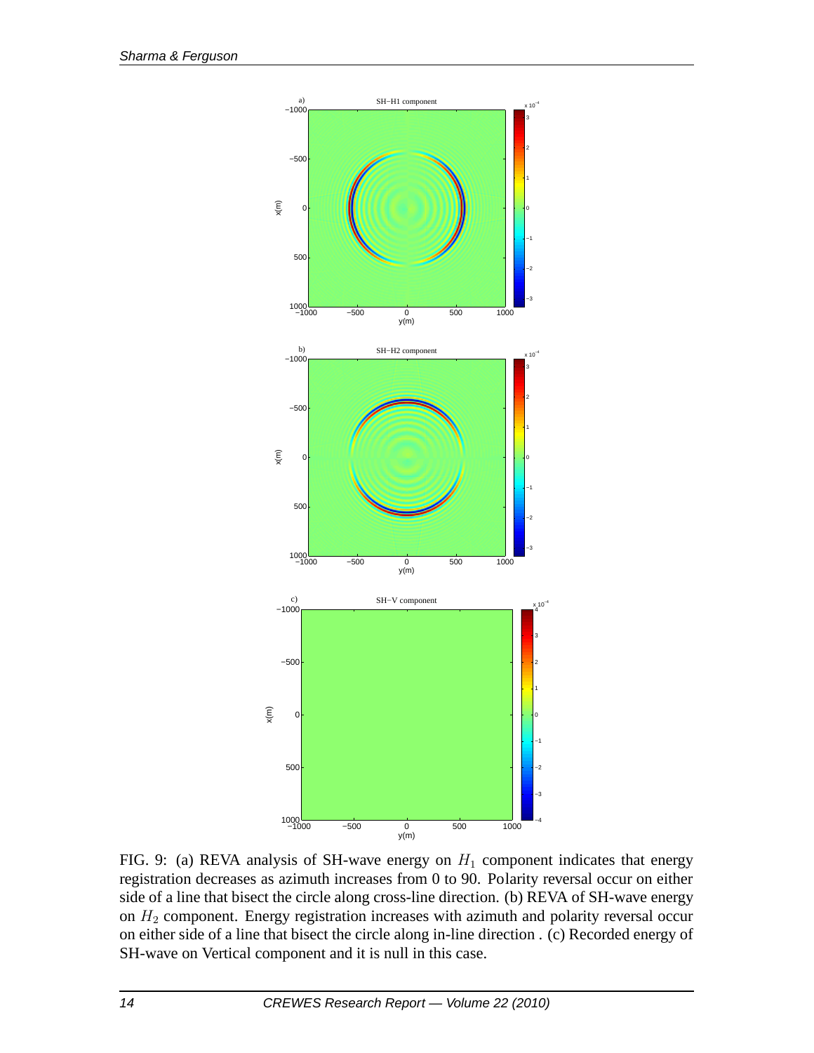FIG. 9: (a) REVA analysis of SH-wave energy on $H_1$ component indicates that energy registration decreases as azimuth increases from 0 to 90. Polarity reversal occur on either side of a line that bisect the circle along cross-line direction. (b) REVA of SH-wave energy on $H_2$ component. Energy registration increases with azimuth and polarity reversal occur on either side of a line that bisect the circle along in-line direction . (c) Recorded energy of SH-wave on Vertical component and it is null in this case.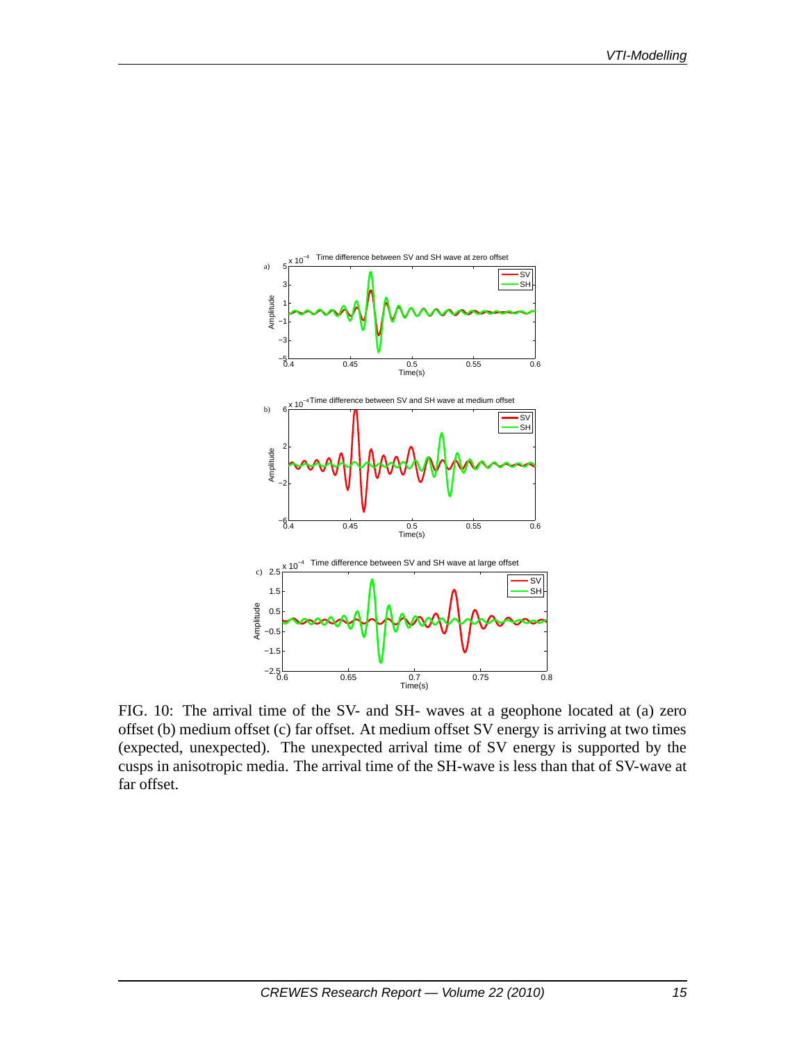FIG. 10: The arrival time of the SV- and SH- waves at a geophone located at (a) zero offset (b) medium offset (c) far offset. At medium offset SV energy is arriving at two times (expected, unexpected). The unexpected arrival time of SV energy is supported by the cusps in anisotropic media. The arrival time of the SH-wave is less than that of SV-wave at far offset.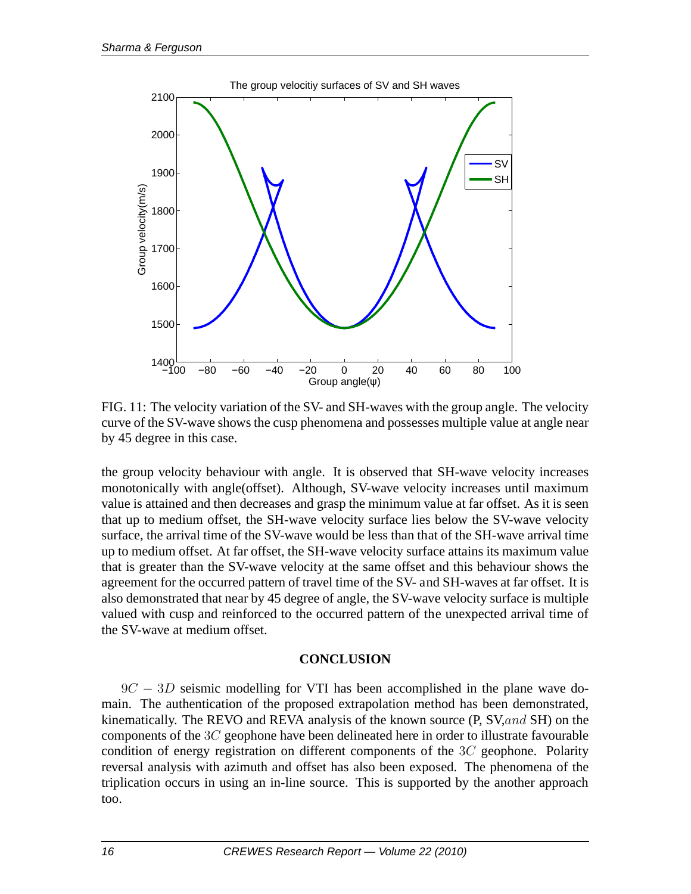FIG. 11: The velocity variation of the SV- and SH-waves with the group angle. The velocity curve of the SV-wave shows the cusp phenomena and possesses multiple value at angle near by 45 degree in this case.

the group velocity behaviour with angle. It is observed that SH-wave velocity increases monotonically with angle(offset). Although, SV-wave velocity increases until maximum value is attained and then decreases and grasp the minimum value at far offset. As it is seen that up to medium offset, the SH-wave velocity surface lies below the SV-wave velocity surface, the arrival time of the SV-wave would be less than that of the SH-wave arrival time up to medium offset. At far offset, the SH-wave velocity surface attains its maximum value that is greater than the SV-wave velocity at the same offset and this behaviour shows the agreement for the occurred pattern of travel time of the SV- and SH-waves at far offset. It is also demonstrated that near by 45 degree of angle, the SV-wave velocity surface is multiple valued with cusp and reinforced to the occurred pattern of the unexpected arrival time of the SV-wave at medium offset.

## CONCLUSION

$9C - 3D$ seismic modelling for VTI has been accomplished in the plane wave domain. The authentication of the proposed extrapolation method has been demonstrated, kinematically. The REVO and REVA analysis of the known source (P, SV,$and$ SH) on the components of the $3C$ geophone have been delineated here in order to illustrate favourable condition of energy registration on different components of the $3C$ geophone. Polarity reversal analysis with azimuth and offset has also been exposed. The phenomena of the triplication occurs in using an in-line source. This is supported by the another approach too.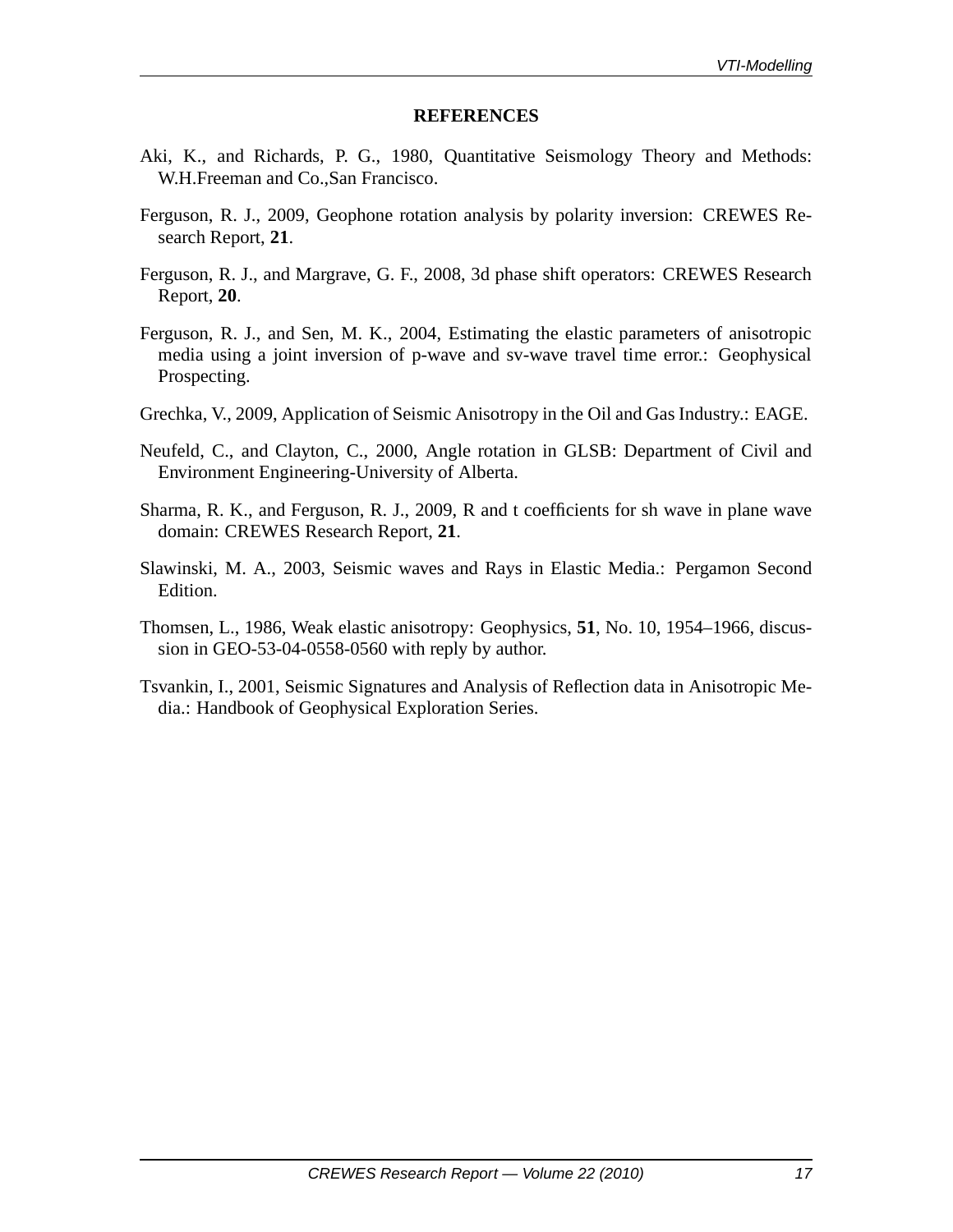## REFERENCES

Aki, K., and Richards, P. G., 1980, Quantitative Seismology Theory and Methods: W.H.Freeman and Co.,San Francisco.

Ferguson, R. J., 2009, Geophone rotation analysis by polarity inversion: CREWES Research Report, **21**.

Ferguson, R. J., and Margrave, G. F., 2008, 3d phase shift operators: CREWES Research Report, **20**.

Ferguson, R. J., and Sen, M. K., 2004, Estimating the elastic parameters of anisotropic media using a joint inversion of p-wave and sv-wave travel time error.: Geophysical Prospecting.

Grechka, V., 2009, Application of Seismic Anisotropy in the Oil and Gas Industry.: EAGE.

Neufeld, C., and Clayton, C., 2000, Angle rotation in GLSB: Department of Civil and Environment Engineering-University of Alberta.

Sharma, R. K., and Ferguson, R. J., 2009, R and t coefficients for sh wave in plane wave domain: CREWES Research Report, **21**.

Slawinski, M. A., 2003, Seismic waves and Rays in Elastic Media.: Pergamon Second Edition.

Thomsen, L., 1986, Weak elastic anisotropy: Geophysics, **51**, No. 10, 1954–1966, discussion in GEO-53-04-0558-0560 with reply by author.

Tsvankin, I., 2001, Seismic Signatures and Analysis of Reflection data in Anisotropic Media.: Handbook of Geophysical Exploration Series.